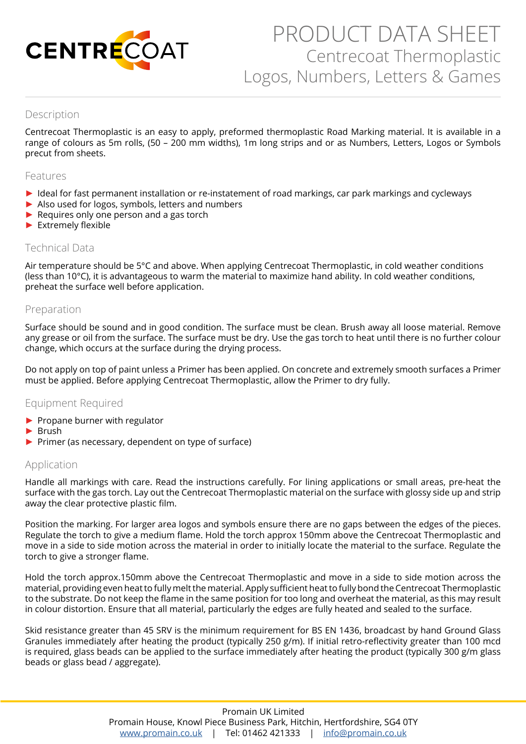CENTRECOAT

# PRODUCT DATA SHEET

## Centrecoat Thermoplastic Logos, Numbers, Letters & Games

### Description

Centrecoat Thermoplastic is an easy to apply, preformed thermoplastic Road Marking material. It is available in a range of colours as 5m rolls, (50 – 200 mm widths), 1m long strips and or as Numbers, Letters, Logos or Symbols precut from sheets.

### Features

- Ideal for fast permanent installation or re-instatement of road markings, car park markings and cycleways
- Also used for logos, symbols, letters and numbers
- Requires only one person and a gas torch
- Extremely flexible

### Technical Data

Air temperature should be 5°C and above. When applying Centrecoat Thermoplastic, in cold weather conditions (less than 10°C), it is advantageous to warm the material to maximize hand ability. In cold weather conditions, preheat the surface well before application.

### Preparation

Surface should be sound and in good condition. The surface must be clean. Brush away all loose material. Remove any grease or oil from the surface. The surface must be dry. Use the gas torch to heat until there is no further colour change, which occurs at the surface during the drying process.

Do not apply on top of paint unless a Primer has been applied. On concrete and extremely smooth surfaces a Primer must be applied. Before applying Centrecoat Thermoplastic, allow the Primer to dry fully.

### Equipment Required

- Propane burner with regulator
- Brush
- Primer (as necessary, dependent on type of surface)

### Application

Handle all markings with care. Read the instructions carefully. For lining applications or small areas, pre-heat the surface with the gas torch. Lay out the Centrecoat Thermoplastic material on the surface with glossy side up and strip away the clear protective plastic film.

Position the marking. For larger area logos and symbols ensure there are no gaps between the edges of the pieces. Regulate the torch to give a medium flame. Hold the torch approx 150mm above the Centrecoat Thermoplastic and move in a side to side motion across the material in order to initially locate the material to the surface. Regulate the torch to give a stronger flame.

Hold the torch approx.150mm above the Centrecoat Thermoplastic and move in a side to side motion across the material, providing even heat to fully melt the material. Apply sufficient heat to fully bond the Centrecoat Thermoplastic to the substrate. Do not keep the flame in the same position for too long and overheat the material, as this may result in colour distortion. Ensure that all material, particularly the edges are fully heated and sealed to the surface.

Skid resistance greater than 45 SRV is the minimum requirement for BS EN 1436, broadcast by hand Ground Glass Granules immediately after heating the product (typically 250 g/m). If initial retro-reflectivity greater than 100 mcd is required, glass beads can be applied to the surface immediately after heating the product (typically 300 g/m glass beads or glass bead / aggregate).

Promain UK Limited
Promain House, Knowl Piece Business Park, Hitchin, Hertfordshire, SG4 0TY
www.promain.co.uk | Tel: 01462 421333 | info@promain.co.uk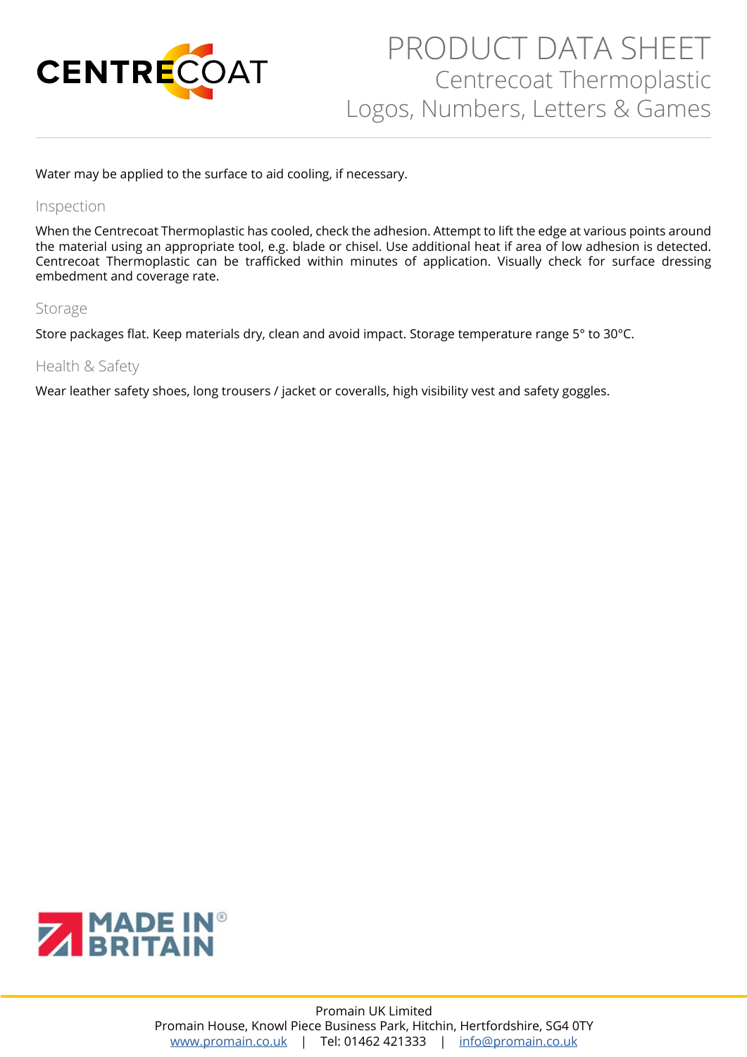Water may be applied to the surface to aid cooling, if necessary.

## Inspection

When the Centrecoat Thermoplastic has cooled, check the adhesion. Attempt to lift the edge at various points around the material using an appropriate tool, e.g. blade or chisel. Use additional heat if area of low adhesion is detected. Centrecoat Thermoplastic can be trafficked within minutes of application. Visually check for surface dressing embedment and coverage rate.

## Storage

Store packages flat. Keep materials dry, clean and avoid impact. Storage temperature range 5° to 30°C.

## Health & Safety

Wear leather safety shoes, long trousers / jacket or coveralls, high visibility vest and safety goggles.